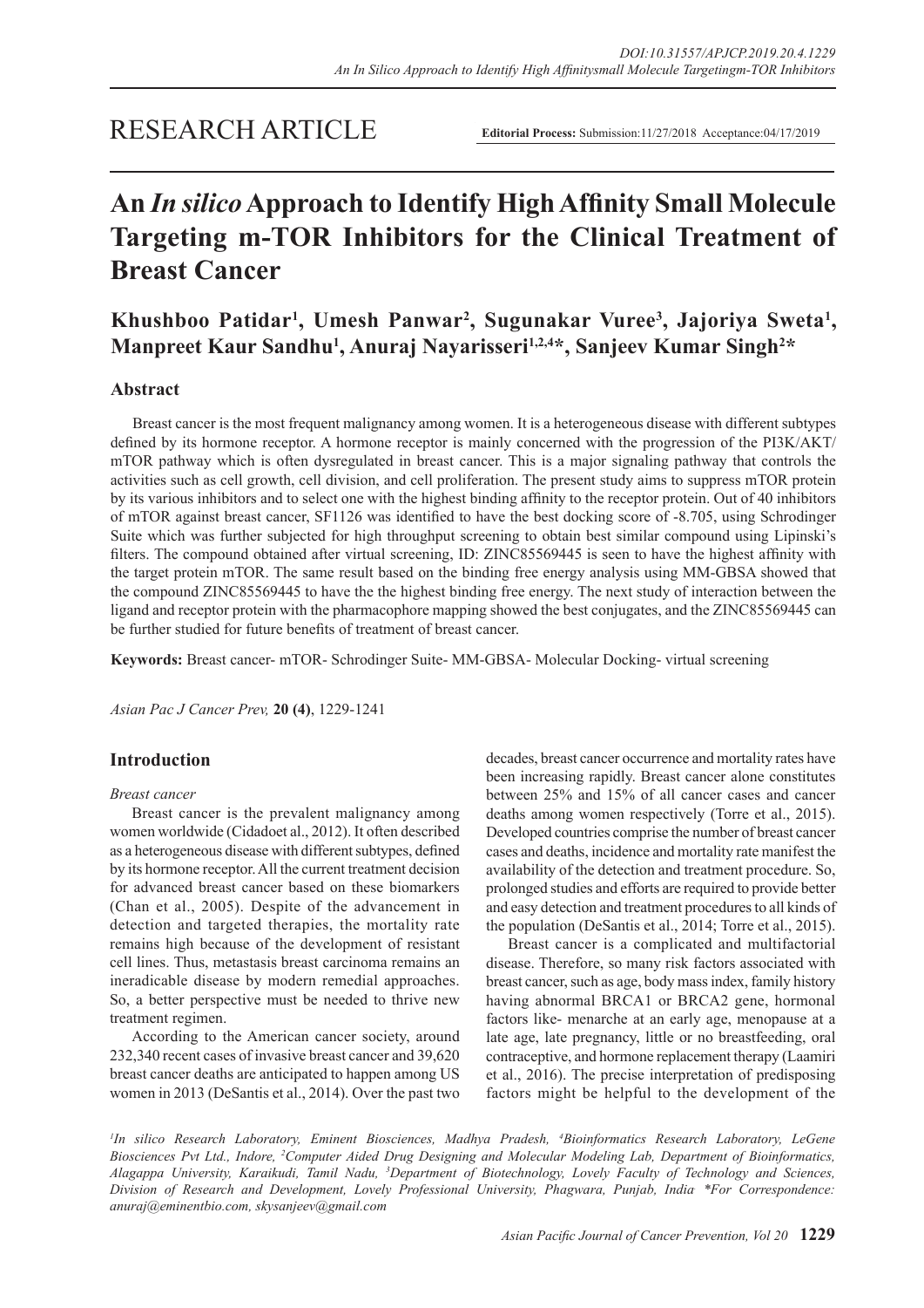RESEARCH ARTICLE

**Editorial Process:** Submission:11/27/2018 Acceptance:04/17/2019

# An *In silico* Approach to Identify High Affinity Small Molecule Targeting m-TOR Inhibitors for the Clinical Treatment of Breast Cancer

**Khushboo Patidar[1], Umesh Panwar[2], Sugunakar Vuree[3], Jajoriya Sweta[1], Manpreet Kaur Sandhu[1], Anuraj Nayarisseri[1,2,4]\*, Sanjeev Kumar Singh[2]\***

## Abstract

Breast cancer is the most frequent malignancy among women. It is a heterogeneous disease with different subtypes defined by its hormone receptor. A hormone receptor is mainly concerned with the progression of the PI3K/AKT/mTOR pathway which is often dysregulated in breast cancer. This is a major signaling pathway that controls the activities such as cell growth, cell division, and cell proliferation. The present study aims to suppress mTOR protein by its various inhibitors and to select one with the highest binding affinity to the receptor protein. Out of 40 inhibitors of mTOR against breast cancer, SF1126 was identified to have the best docking score of -8.705, using Schrodinger Suite which was further subjected for high throughput screening to obtain best similar compound using Lipinski's filters. The compound obtained after virtual screening, ID: ZINC85569445 is seen to have the highest affinity with the target protein mTOR. The same result based on the binding free energy analysis using MM-GBSA showed that the compound ZINC85569445 to have the the highest binding free energy. The next study of interaction between the ligand and receptor protein with the pharmacophore mapping showed the best conjugates, and the ZINC85569445 can be further studied for future benefits of treatment of breast cancer.

**Keywords:** Breast cancer- mTOR- Schrodinger Suite- MM-GBSA- Molecular Docking- virtual screening

*Asian Pac J Cancer Prev,* **20 (4)**, 1229-1241

## Introduction

*Breast cancer*

Breast cancer is the prevalent malignancy among women worldwide (Cidadoet al., 2012). It often described as a heterogeneous disease with different subtypes, defined by its hormone receptor. All the current treatment decision for advanced breast cancer based on these biomarkers (Chan et al., 2005). Despite of the advancement in detection and targeted therapies, the mortality rate remains high because of the development of resistant cell lines. Thus, metastasis breast carcinoma remains an ineradicable disease by modern remedial approaches. So, a better perspective must be needed to thrive new treatment regimen.

According to the American cancer society, around 232,340 recent cases of invasive breast cancer and 39,620 breast cancer deaths are anticipated to happen among US women in 2013 (DeSantis et al., 2014). Over the past two decades, breast cancer occurrence and mortality rates have been increasing rapidly. Breast cancer alone constitutes between 25% and 15% of all cancer cases and cancer deaths among women respectively (Torre et al., 2015). Developed countries comprise the number of breast cancer cases and deaths, incidence and mortality rate manifest the availability of the detection and treatment procedure. So, prolonged studies and efforts are required to provide better and easy detection and treatment procedures to all kinds of the population (DeSantis et al., 2014; Torre et al., 2015).

Breast cancer is a complicated and multifactorial disease. Therefore, so many risk factors associated with breast cancer, such as age, body mass index, family history having abnormal BRCA1 or BRCA2 gene, hormonal factors like- menarche at an early age, menopause at a late age, late pregnancy, little or no breastfeeding, oral contraceptive, and hormone replacement therapy (Laamiri et al., 2016). The precise interpretation of predisposing factors might be helpful to the development of the

*[1]In silico Research Laboratory, Eminent Biosciences, Madhya Pradesh, [4]Bioinformatics Research Laboratory, LeGene Biosciences Pvt Ltd., Indore, [2]Computer Aided Drug Designing and Molecular Modeling Lab, Department of Bioinformatics, Alagappa University, Karaikudi, Tamil Nadu, [3]Department of Biotechnology, Lovely Faculty of Technology and Sciences, Division of Research and Development, Lovely Professional University, Phagwara, Punjab, India \*For Correspondence: anuraj@eminentbio.com, skysanjeev@gmail.com*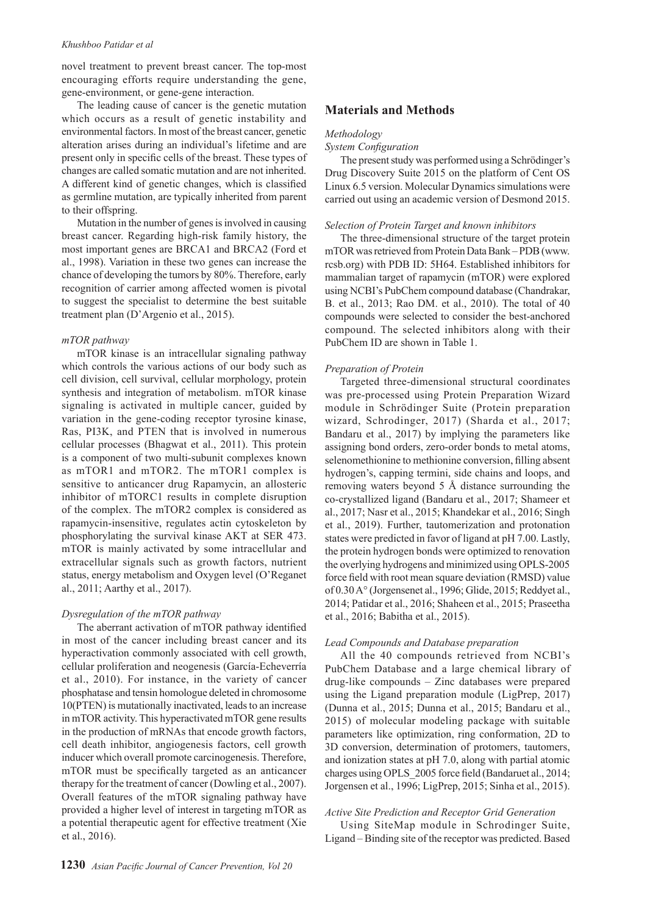novel treatment to prevent breast cancer. The top-most encouraging efforts require understanding the gene, gene-environment, or gene-gene interaction.

The leading cause of cancer is the genetic mutation which occurs as a result of genetic instability and environmental factors. In most of the breast cancer, genetic alteration arises during an individual's lifetime and are present only in specific cells of the breast. These types of changes are called somatic mutation and are not inherited. A different kind of genetic changes, which is classified as germline mutation, are typically inherited from parent to their offspring.

Mutation in the number of genes is involved in causing breast cancer. Regarding high-risk family history, the most important genes are BRCA1 and BRCA2 (Ford et al., 1998). Variation in these two genes can increase the chance of developing the tumors by 80%. Therefore, early recognition of carrier among affected women is pivotal to suggest the specialist to determine the best suitable treatment plan (D'Argenio et al., 2015).

*mTOR pathway*

mTOR kinase is an intracellular signaling pathway which controls the various actions of our body such as cell division, cell survival, cellular morphology, protein synthesis and integration of metabolism. mTOR kinase signaling is activated in multiple cancer, guided by variation in the gene-coding receptor tyrosine kinase, Ras, PI3K, and PTEN that is involved in numerous cellular processes (Bhagwat et al., 2011). This protein is a component of two multi-subunit complexes known as mTOR1 and mTOR2. The mTOR1 complex is sensitive to anticancer drug Rapamycin, an allosteric inhibitor of mTORC1 results in complete disruption of the complex. The mTOR2 complex is considered as rapamycin-insensitive, regulates actin cytoskeleton by phosphorylating the survival kinase AKT at SER 473. mTOR is mainly activated by some intracellular and extracellular signals such as growth factors, nutrient status, energy metabolism and Oxygen level (O'Reganet al., 2011; Aarthy et al., 2017).

*Dysregulation of the mTOR pathway*

The aberrant activation of mTOR pathway identified in most of the cancer including breast cancer and its hyperactivation commonly associated with cell growth, cellular proliferation and neogenesis (García-Echeverría et al., 2010). For instance, in the variety of cancer phosphatase and tensin homologue deleted in chromosome 10(PTEN) is mutationally inactivated, leads to an increase in mTOR activity. This hyperactivated mTOR gene results in the production of mRNAs that encode growth factors, cell death inhibitor, angiogenesis factors, cell growth inducer which overall promote carcinogenesis. Therefore, mTOR must be specifically targeted as an anticancer therapy for the treatment of cancer (Dowling et al., 2007). Overall features of the mTOR signaling pathway have provided a higher level of interest in targeting mTOR as a potential therapeutic agent for effective treatment (Xie et al., 2016).

## Materials and Methods

*Methodology*

*System Configuration*

The present study was performed using a Schrödinger's Drug Discovery Suite 2015 on the platform of Cent OS Linux 6.5 version. Molecular Dynamics simulations were carried out using an academic version of Desmond 2015.

*Selection of Protein Target and known inhibitors*

The three-dimensional structure of the target protein mTOR was retrieved from Protein Data Bank – PDB (www.rcsb.org) with PDB ID: 5H64. Established inhibitors for mammalian target of rapamycin (mTOR) were explored using NCBI's PubChem compound database (Chandrakar, B. et al., 2013; Rao DM. et al., 2010). The total of 40 compounds were selected to consider the best-anchored compound. The selected inhibitors along with their PubChem ID are shown in Table 1.

*Preparation of Protein*

Targeted three-dimensional structural coordinates was pre-processed using Protein Preparation Wizard module in Schrödinger Suite (Protein preparation wizard, Schrodinger, 2017) (Sharda et al., 2017; Bandaru et al., 2017) by implying the parameters like assigning bond orders, zero-order bonds to metal atoms, selenomethionine to methionine conversion, filling absent hydrogen's, capping termini, side chains and loops, and removing waters beyond 5 Å distance surrounding the co-crystallized ligand (Bandaru et al., 2017; Shameer et al., 2017; Nasr et al., 2015; Khandekar et al., 2016; Singh et al., 2019). Further, tautomerization and protonation states were predicted in favor of ligand at pH 7.00. Lastly, the protein hydrogen bonds were optimized to renovation the overlying hydrogens and minimized using OPLS-2005 force field with root mean square deviation (RMSD) value of 0.30 A° (Jorgensenet al., 1996; Glide, 2015; Reddyet al., 2014; Patidar et al., 2016; Shaheen et al., 2015; Praseetha et al., 2016; Babitha et al., 2015).

*Lead Compounds and Database preparation*

All the 40 compounds retrieved from NCBI's PubChem Database and a large chemical library of drug-like compounds – Zinc databases were prepared using the Ligand preparation module (LigPrep, 2017) (Dunna et al., 2015; Dunna et al., 2015; Bandaru et al., 2015) of molecular modeling package with suitable parameters like optimization, ring conformation, 2D to 3D conversion, determination of protomers, tautomers, and ionization states at pH 7.0, along with partial atomic charges using OPLS_2005 force field (Bandaruet al., 2014; Jorgensen et al., 1996; LigPrep, 2015; Sinha et al., 2015).

*Active Site Prediction and Receptor Grid Generation*

Using SiteMap module in Schrodinger Suite, Ligand – Binding site of the receptor was predicted. Based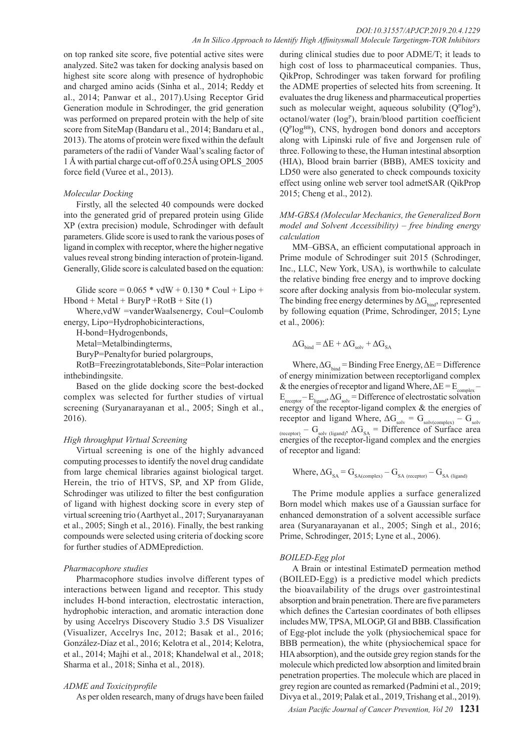on top ranked site score, five potential active sites were analyzed. Site2 was taken for docking analysis based on highest site score along with presence of hydrophobic and charged amino acids (Sinha et al., 2014; Reddy et al., 2014; Panwar et al., 2017).Using Receptor Grid Generation module in Schrodinger, the grid generation was performed on prepared protein with the help of site score from SiteMap (Bandaru et al., 2014; Bandaru et al., 2013). The atoms of protein were fixed within the default parameters of the radii of Vander Waal's scaling factor of 1 Å with partial charge cut-off of 0.25Å using OPLS_2005 force field (Vuree et al., 2013).

### *Molecular Docking*

Firstly, all the selected 40 compounds were docked into the generated grid of prepared protein using Glide XP (extra precision) module, Schrodinger with default parameters. Glide score is used to rank the various poses of ligand in complex with receptor, where the higher negative values reveal strong binding interaction of protein-ligand. Generally, Glide score is calculated based on the equation:

Glide score = 0.065 * vdW + 0.130 * Coul + Lipo + Hbond + Metal + BuryP +RotB + Site (1)

Where,vdW =vanderWaalsenergy, Coul=Coulomb energy, Lipo=Hydrophobicinteractions,

H-bond=Hydrogenbonds,

Metal=Metalbindingterms,

BuryP=Penaltyfor buried polargroups,

RotB=Freezingrotatablebonds, Site=Polar interaction inthebindingsite.

Based on the glide docking score the best-docked complex was selected for further studies of virtual screening (Suryanarayanan et al., 2005; Singh et al., 2016).

### *High throughput Virtual Screening*

Virtual screening is one of the highly advanced computing processes to identify the novel drug candidate from large chemical libraries against biological target. Herein, the trio of HTVS, SP, and XP from Glide, Schrodinger was utilized to filter the best configuration of ligand with highest docking score in every step of virtual screening trio (Aarthyet al., 2017; Suryanarayanan et al., 2005; Singh et al., 2016). Finally, the best ranking compounds were selected using criteria of docking score for further studies of ADMEprediction.

### *Pharmacophore studies*

Pharmacophore studies involve different types of interactions between ligand and receptor. This study includes H-bond interaction, electrostatic interaction, hydrophobic interaction, and aromatic interaction done by using Accelrys Discovery Studio 3.5 DS Visualizer (Visualizer, Accelrys Inc, 2012; Basak et al., 2016; González-Díaz et al., 2016; Kelotra et al., 2014; Kelotra, et al., 2014; Majhi et al., 2018; Khandelwal et al., 2018; Sharma et al., 2018; Sinha et al., 2018).

### *ADME and Toxicityprofile*

As per olden research, many of drugs have been failed during clinical studies due to poor ADME/T; it leads to high cost of loss to pharmaceutical companies. Thus, QikProp, Schrodinger was taken forward for profiling the ADME properties of selected hits from screening. It evaluates the drug likeness and pharmaceutical properties such as molecular weight, aqueous solubility ($Q^P log^S$), octanol/water ($log^P$), brain/blood partition coefficient ($Q^P log^{BB}$), CNS, hydrogen bond donors and acceptors along with Lipinski rule of five and Jorgensen rule of three. Following to these, the Human intestinal absorption (HIA), Blood brain barrier (BBB), AMES toxicity and LD50 were also generated to check compounds toxicity effect using online web server tool admetSAR (QikProp 2015; Cheng et al., 2012).

### *MM-GBSA (Molecular Mechanics, the Generalized Born model and Solvent Accessibility) – free binding energy calculation*

MM–GBSA, an efficient computational approach in Prime module of Schrodinger suit 2015 (Schrodinger, Inc., LLC, New York, USA), is worthwhile to calculate the relative binding free energy and to improve docking score after docking analysis from bio-molecular system. The binding free energy determines by $\Delta G_{bind}$, represented by following equation (Prime, Schrodinger, 2015; Lyne et al., 2006):

$$\Delta G_{bind} = \Delta E + \Delta G_{solv} + \Delta G_{SA}$$

Where, $\Delta G_{bind}$ = Binding Free Energy, $\Delta E$ = Difference of energy minimization between receptorligand complex & the energies of receptor and ligand Where, $\Delta E = E_{complex} - E_{receptor} - E_{ligand}$, $\Delta G_{solv}$ = Difference of electrostatic solvation energy of the receptor-ligand complex & the energies of receptor and ligand Where, $\Delta G_{solv} = G_{solv(complex)} - G_{solv\,(receptor)} - G_{solv\,(ligand)}$, $\Delta G_{SA}$ = Difference of Surface area energies of the receptor-ligand complex and the energies of receptor and ligand:

$$\text{Where, } \Delta G_{SA} = G_{SA(complex)} - G_{SA\,(receptor)} - G_{SA\,(ligand)}$$

The Prime module applies a surface generalized Born model which makes use of a Gaussian surface for enhanced demonstration of a solvent accessible surface area (Suryanarayanan et al., 2005; Singh et al., 2016; Prime, Schrodinger, 2015; Lyne et al., 2006).

### *BOILED-Egg plot*

A Brain or intestinal EstimateD permeation method (BOILED-Egg) is a predictive model which predicts the bioavailability of the drugs over gastrointestinal absorption and brain penetration. There are five parameters which defines the Cartesian coordinates of both ellipses includes MW, TPSA, MLOGP, GI and BBB. Classification of Egg-plot include the yolk (physiochemical space for BBB permeation), the white (physiochemical space for HIA absorption), and the outside grey region stands for the molecule which predicted low absorption and limited brain penetration properties. The molecule which are placed in grey region are counted as remarked (Padmini et al., 2019; Divya et al., 2019; Palak et al., 2019, Trishang et al., 2019).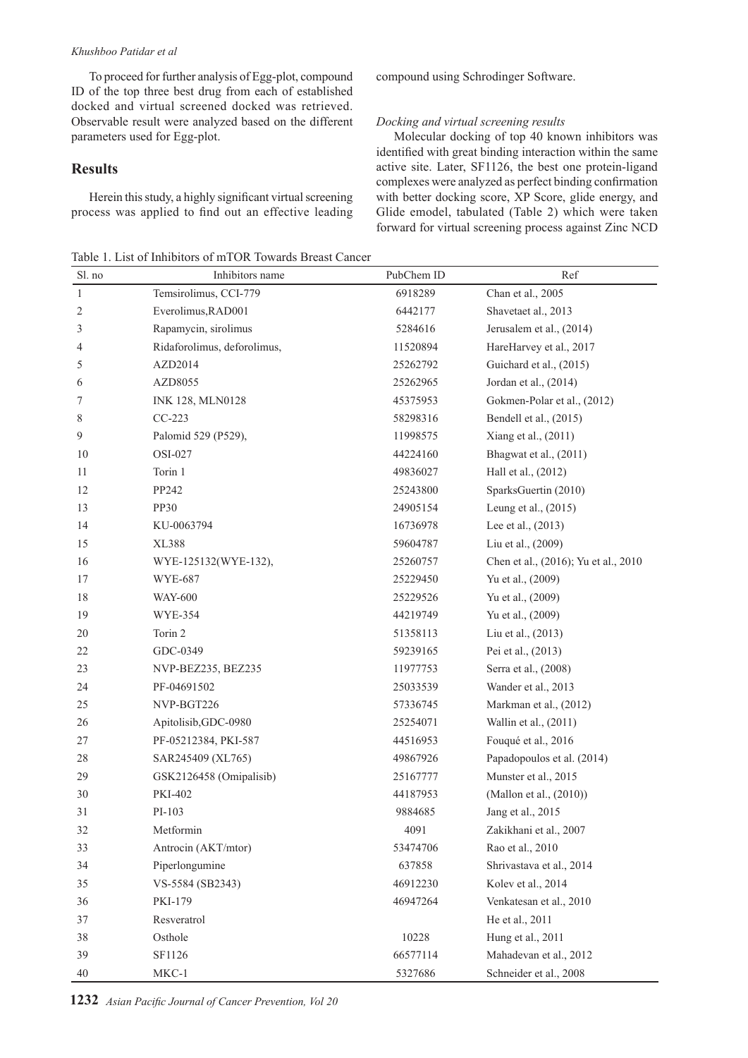To proceed for further analysis of Egg-plot, compound ID of the top three best drug from each of established docked and virtual screened docked was retrieved. Observable result were analyzed based on the different parameters used for Egg-plot.

## Results

Herein this study, a highly significant virtual screening process was applied to find out an effective leading compound using Schrodinger Software.

*Docking and virtual screening results*

Molecular docking of top 40 known inhibitors was identified with great binding interaction within the same active site. Later, SF1126, the best one protein-ligand complexes were analyzed as perfect binding confirmation with better docking score, XP Score, glide energy, and Glide emodel, tabulated (Table 2) which were taken forward for virtual screening process against Zinc NCD

Table 1. List of Inhibitors of mTOR Towards Breast Cancer

| Sl. no | Inhibitors name | PubChem ID | Ref |
|---|---|---|---|
| 1 | Temsirolimus, CCI-779 | 6918289 | Chan et al., 2005 |
| 2 | Everolimus,RAD001 | 6442177 | Shavetaet al., 2013 |
| 3 | Rapamycin, sirolimus | 5284616 | Jerusalem et al., (2014) |
| 4 | Ridaforolimus, deforolimus, | 11520894 | HareHarvey et al., 2017 |
| 5 | AZD2014 | 25262792 | Guichard et al., (2015) |
| 6 | AZD8055 | 25262965 | Jordan et al., (2014) |
| 7 | INK 128, MLN0128 | 45375953 | Gokmen-Polar et al., (2012) |
| 8 | CC-223 | 58298316 | Bendell et al., (2015) |
| 9 | Palomid 529 (P529), | 11998575 | Xiang et al., (2011) |
| 10 | OSI-027 | 44224160 | Bhagwat et al., (2011) |
| 11 | Torin 1 | 49836027 | Hall et al., (2012) |
| 12 | PP242 | 25243800 | SparksGuertin (2010) |
| 13 | PP30 | 24905154 | Leung et al., (2015) |
| 14 | KU-0063794 | 16736978 | Lee et al., (2013) |
| 15 | XL388 | 59604787 | Liu et al., (2009) |
| 16 | WYE-125132(WYE-132), | 25260757 | Chen et al., (2016); Yu et al., 2010 |
| 17 | WYE-687 | 25229450 | Yu et al., (2009) |
| 18 | WAY-600 | 25229526 | Yu et al., (2009) |
| 19 | WYE-354 | 44219749 | Yu et al., (2009) |
| 20 | Torin 2 | 51358113 | Liu et al., (2013) |
| 22 | GDC-0349 | 59239165 | Pei et al., (2013) |
| 23 | NVP-BEZ235, BEZ235 | 11977753 | Serra et al., (2008) |
| 24 | PF-04691502 | 25033539 | Wander et al., 2013 |
| 25 | NVP-BGT226 | 57336745 | Markman et al., (2012) |
| 26 | Apitolisib,GDC-0980 | 25254071 | Wallin et al., (2011) |
| 27 | PF-05212384, PKI-587 | 44516953 | Fouqué et al., 2016 |
| 28 | SAR245409 (XL765) | 49867926 | Papadopoulos et al. (2014) |
| 29 | GSK2126458 (Omipalisib) | 25167777 | Munster et al., 2015 |
| 30 | PKI-402 | 44187953 | (Mallon et al., (2010)) |
| 31 | PI-103 | 9884685 | Jang et al., 2015 |
| 32 | Metformin | 4091 | Zakikhani et al., 2007 |
| 33 | Antrocin (AKT/mtor) | 53474706 | Rao et al., 2010 |
| 34 | Piperlongumine | 637858 | Shrivastava et al., 2014 |
| 35 | VS-5584 (SB2343) | 46912230 | Kolev et al., 2014 |
| 36 | PKI-179 | 46947264 | Venkatesan et al., 2010 |
| 37 | Resveratrol | | He et al., 2011 |
| 38 | Osthole | 10228 | Hung et al., 2011 |
| 39 | SF1126 | 66577114 | Mahadevan et al., 2012 |
| 40 | MKC-1 | 5327686 | Schneider et al., 2008 |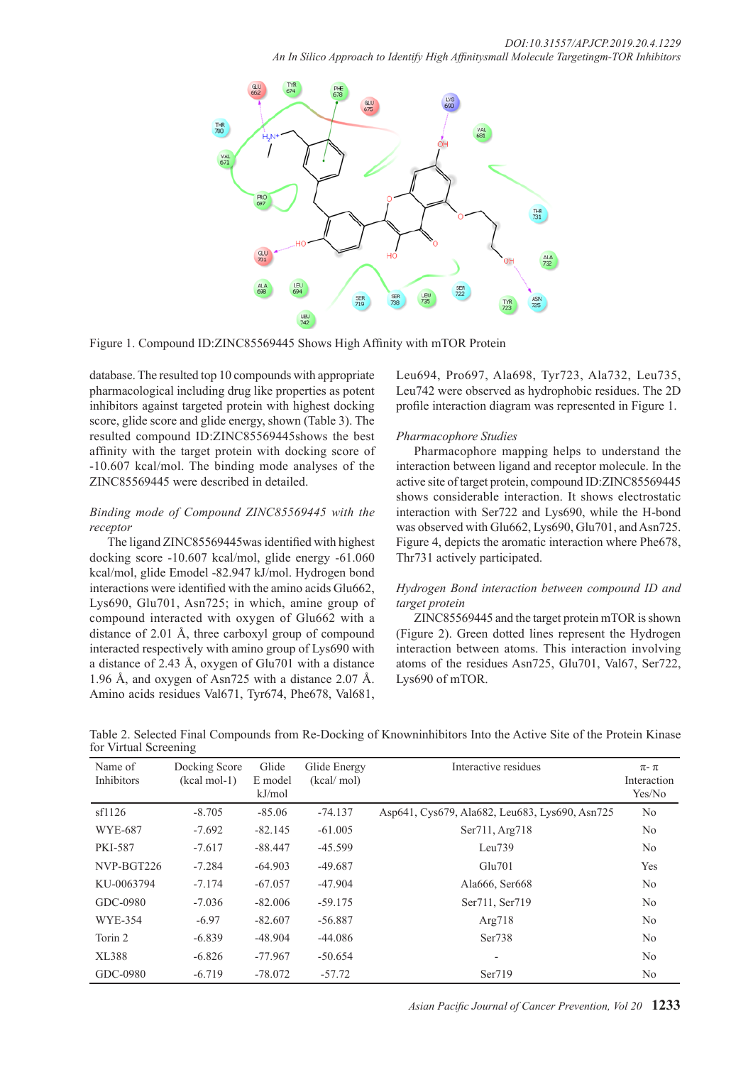Figure 1. Compound ID:ZINC85569445 Shows High Affinity with mTOR Protein

database. The resulted top 10 compounds with appropriate pharmacological including drug like properties as potent inhibitors against targeted protein with highest docking score, glide score and glide energy, shown (Table 3). The resulted compound ID:ZINC85569445shows the best affinity with the target protein with docking score of -10.607 kcal/mol. The binding mode analyses of the ZINC85569445 were described in detailed.

*Binding mode of Compound ZINC85569445 with the receptor*

The ligand ZINC85569445was identified with highest docking score -10.607 kcal/mol, glide energy -61.060 kcal/mol, glide Emodel -82.947 kJ/mol. Hydrogen bond interactions were identified with the amino acids Glu662, Lys690, Glu701, Asn725; in which, amine group of compound interacted with oxygen of Glu662 with a distance of 2.01 Å, three carboxyl group of compound interacted respectively with amino group of Lys690 with a distance of 2.43 Å, oxygen of Glu701 with a distance 1.96 Å, and oxygen of Asn725 with a distance 2.07 Å. Amino acids residues Val671, Tyr674, Phe678, Val681, Leu694, Pro697, Ala698, Tyr723, Ala732, Leu735, Leu742 were observed as hydrophobic residues. The 2D profile interaction diagram was represented in Figure 1.

*Pharmacophore Studies*

Pharmacophore mapping helps to understand the interaction between ligand and receptor molecule. In the active site of target protein, compound ID:ZINC85569445 shows considerable interaction. It shows electrostatic interaction with Ser722 and Lys690, while the H-bond was observed with Glu662, Lys690, Glu701, and Asn725. Figure 4, depicts the aromatic interaction where Phe678, Thr731 actively participated.

*Hydrogen Bond interaction between compound ID and target protein*

ZINC85569445 and the target protein mTOR is shown (Figure 2). Green dotted lines represent the Hydrogen interaction between atoms. This interaction involving atoms of the residues Asn725, Glu701, Val67, Ser722, Lys690 of mTOR.

Table 2. Selected Final Compounds from Re-Docking of Knowninhibitors Into the Active Site of the Protein Kinase for Virtual Screening

| Name of Inhibitors | Docking Score (kcal mol-1) | Glide E model kJ/mol | Glide Energy (kcal/ mol) | Interactive residues | π- π Interaction Yes/No |
|---|---|---|---|---|---|
| sf1126 | -8.705 | -85.06 | -74.137 | Asp641, Cys679, Ala682, Leu683, Lys690, Asn725 | No |
| WYE-687 | -7.692 | -82.145 | -61.005 | Ser711, Arg718 | No |
| PKI-587 | -7.617 | -88.447 | -45.599 | Leu739 | No |
| NVP-BGT226 | -7.284 | -64.903 | -49.687 | Glu701 | Yes |
| KU-0063794 | -7.174 | -67.057 | -47.904 | Ala666, Ser668 | No |
| GDC-0980 | -7.036 | -82.006 | -59.175 | Ser711, Ser719 | No |
| WYE-354 | -6.97 | -82.607 | -56.887 | Arg718 | No |
| Torin 2 | -6.839 | -48.904 | -44.086 | Ser738 | No |
| XL388 | -6.826 | -77.967 | -50.654 | - | No |
| GDC-0980 | -6.719 | -78.072 | -57.72 | Ser719 | No |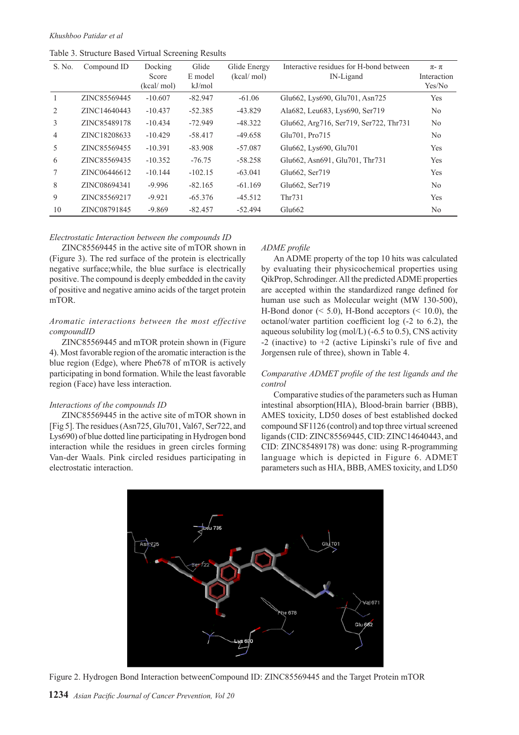Table 3. Structure Based Virtual Screening Results

| S. No. | Compound ID | Docking Score (kcal/ mol) | Glide E model kJ/mol | Glide Energy (kcal/ mol) | Interactive residues for H-bond between IN-Ligand | π- π Interaction Yes/No |
|---|---|---|---|---|---|---|
| 1 | ZINC85569445 | -10.607 | -82.947 | -61.06 | Glu662, Lys690, Glu701, Asn725 | Yes |
| 2 | ZINC14640443 | -10.437 | -52.385 | -43.829 | Ala682, Leu683, Lys690, Ser719 | No |
| 3 | ZINC85489178 | -10.434 | -72.949 | -48.322 | Glu662, Arg716, Ser719, Ser722, Thr731 | No |
| 4 | ZINC18208633 | -10.429 | -58.417 | -49.658 | Glu701, Pro715 | No |
| 5 | ZINC85569455 | -10.391 | -83.908 | -57.087 | Glu662, Lys690, Glu701 | Yes |
| 6 | ZINC85569435 | -10.352 | -76.75 | -58.258 | Glu662, Asn691, Glu701, Thr731 | Yes |
| 7 | ZINC06446612 | -10.144 | -102.15 | -63.041 | Glu662, Ser719 | Yes |
| 8 | ZINC08694341 | -9.996 | -82.165 | -61.169 | Glu662, Ser719 | No |
| 9 | ZINC85569217 | -9.921 | -65.376 | -45.512 | Thr731 | Yes |
| 10 | ZINC08791845 | -9.869 | -82.457 | -52.494 | Glu662 | No |

*Electrostatic Interaction between the compounds ID*

ZINC85569445 in the active site of mTOR shown in (Figure 3). The red surface of the protein is electrically negative surface;while, the blue surface is electrically positive. The compound is deeply embedded in the cavity of positive and negative amino acids of the target protein mTOR.

*Aromatic interactions between the most effective compoundID*

ZINC85569445 and mTOR protein shown in (Figure 4). Most favorable region of the aromatic interaction is the blue region (Edge), where Phe678 of mTOR is actively participating in bond formation. While the least favorable region (Face) have less interaction.

*Interactions of the compounds ID*

ZINC85569445 in the active site of mTOR shown in [Fig 5]. The residues (Asn725, Glu701, Val67, Ser722, and Lys690) of blue dotted line participating in Hydrogen bond interaction while the residues in green circles forming Van-der Waals. Pink circled residues participating in electrostatic interaction.

*ADME profile*

An ADME property of the top 10 hits was calculated by evaluating their physicochemical properties using QikProp, Schrodinger. All the predicted ADME properties are accepted within the standardized range defined for human use such as Molecular weight (MW 130-500), H-Bond donor (< 5.0), H-Bond acceptors (< 10.0), the octanol/water partition coefficient log (-2 to 6.2), the aqueous solubility log (mol/L) (-6.5 to 0.5), CNS activity -2 (inactive) to +2 (active Lipinski's rule of five and Jorgensen rule of three), shown in Table 4.

*Comparative ADMET profile of the test ligands and the control*

Comparative studies of the parameters such as Human intestinal absorption(HIA), Blood-brain barrier (BBB), AMES toxicity, LD50 doses of best established docked compound SF1126 (control) and top three virtual screened ligands (CID: ZINC85569445, CID: ZINC14640443, and CID: ZINC85489178) was done: using R-programming language which is depicted in Figure 6. ADMET parameters such as HIA, BBB, AMES toxicity, and LD50

Figure 2. Hydrogen Bond Interaction betweenCompound ID: ZINC85569445 and the Target Protein mTOR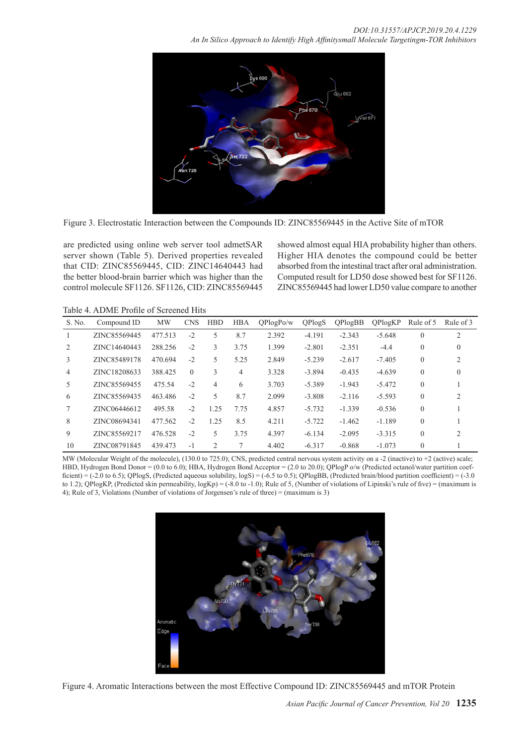Figure 3. Electrostatic Interaction between the Compounds ID: ZINC85569445 in the Active Site of mTOR

are predicted using online web server tool admetSAR server shown (Table 5). Derived properties revealed that CID: ZINC85569445, CID: ZINC14640443 had the better blood-brain barrier which was higher than the control molecule SF1126. SF1126, CID: ZINC85569445 showed almost equal HIA probability higher than others. Higher HIA denotes the compound could be better absorbed from the intestinal tract after oral administration. Computed result for LD50 dose showed best for SF1126. ZINC85569445 had lower LD50 value compare to another

Table 4. ADME Profile of Screened Hits

| S. No. | Compound ID | MW | CNS | HBD | HBA | QPlogPo/w | QPlogS | QPlogBB | QPlogKP | Rule of 5 | Rule of 3 |
|---|---|---|---|---|---|---|---|---|---|---|---|
| 1 | ZINC85569445 | 477.513 | -2 | 5 | 8.7 | 2.392 | -4.191 | -2.343 | -5.648 | 0 | 2 |
| 2 | ZINC14640443 | 288.256 | -2 | 3 | 3.75 | 1.399 | -2.801 | -2.351 | -4.4 | 0 | 0 |
| 3 | ZINC85489178 | 470.694 | -2 | 5 | 5.25 | 2.849 | -5.239 | -2.617 | -7.405 | 0 | 2 |
| 4 | ZINC18208633 | 388.425 | 0 | 3 | 4 | 3.328 | -3.894 | -0.435 | -4.639 | 0 | 0 |
| 5 | ZINC85569455 | 475.54 | -2 | 4 | 6 | 3.703 | -5.389 | -1.943 | -5.472 | 0 | 1 |
| 6 | ZINC85569435 | 463.486 | -2 | 5 | 8.7 | 2.099 | -3.808 | -2.116 | -5.593 | 0 | 2 |
| 7 | ZINC06446612 | 495.58 | -2 | 1.25 | 7.75 | 4.857 | -5.732 | -1.339 | -0.536 | 0 | 1 |
| 8 | ZINC08694341 | 477.562 | -2 | 1.25 | 8.5 | 4.211 | -5.722 | -1.462 | -1.189 | 0 | 1 |
| 9 | ZINC85569217 | 476.528 | -2 | 5 | 3.75 | 4.397 | -6.134 | -2.095 | -3.315 | 0 | 2 |
| 10 | ZINC08791845 | 439.473 | -1 | 2 | 7 | 4.402 | -6.317 | -0.868 | -1.073 | 0 | 1 |

MW (Molecular Weight of the molecule), (130.0 to 725.0); CNS, predicted central nervous system activity on a -2 (inactive) to +2 (active) scale; HBD, Hydrogen Bond Donor = (0.0 to 6.0); HBA, Hydrogen Bond Acceptor = (2.0 to 20.0); QPlogP o/w (Predicted octanol/water partition coefficient) = (-2.0 to 6.5); QPlogS, (Predicted aqueous solubility, logS) = (-6.5 to 0.5); QPlogBB, (Predicted brain/blood partition coefficient) = (-3.0 to 1.2); QPlogKP, (Predicted skin permeability, logKp) = (-8.0 to -1.0); Rule of 5, (Number of violations of Lipinski's rule of five) = (maximum is 4); Rule of 3, Violations (Number of violations of Jorgensen's rule of three) = (maximum is 3)

Figure 4. Aromatic Interactions between the most Effective Compound ID: ZINC85569445 and mTOR Protein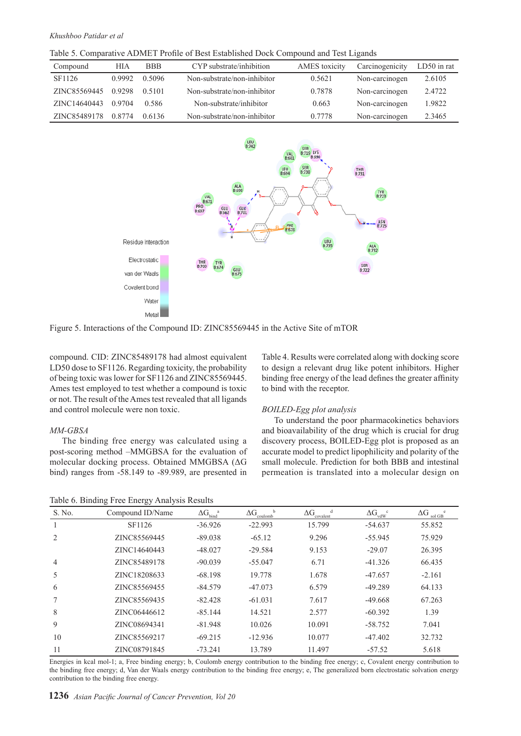Table 5. Comparative ADMET Profile of Best Established Dock Compound and Test Ligands

| Compound | HIA | BBB | CYP substrate/inhibition | AMES toxicity | Carcinogenicity | LD50 in rat |
|---|---|---|---|---|---|---|
| SF1126 | 0.9992 | 0.5096 | Non-substrate/non-inhibitor | 0.5621 | Non-carcinogen | 2.6105 |
| ZINC85569445 | 0.9298 | 0.5101 | Non-substrate/non-inhibitor | 0.7878 | Non-carcinogen | 2.4722 |
| ZINC14640443 | 0.9704 | 0.586 | Non-substrate/inhibitor | 0.663 | Non-carcinogen | 1.9822 |
| ZINC85489178 | 0.8774 | 0.6136 | Non-substrate/non-inhibitor | 0.7778 | Non-carcinogen | 2.3465 |

Figure 5. Interactions of the Compound ID: ZINC85569445 in the Active Site of mTOR

compound. CID: ZINC85489178 had almost equivalent LD50 dose to SF1126. Regarding toxicity, the probability of being toxic was lower for SF1126 and ZINC85569445. Ames test employed to test whether a compound is toxic or not. The result of the Ames test revealed that all ligands and control molecule were non toxic.

*MM-GBSA*

The binding free energy was calculated using a post-scoring method –MMGBSA for the evaluation of molecular docking process. Obtained MMGBSA (ΔG bind) ranges from -58.149 to -89.989, are presented in Table 4. Results were correlated along with docking score to design a relevant drug like potent inhibitors. Higher binding free energy of the lead defines the greater affinity to bind with the receptor.

*BOILED-Egg plot analysis*

To understand the poor pharmacokinetics behaviors and bioavailability of the drug which is crucial for drug discovery process, BOILED-Egg plot is proposed as an accurate model to predict lipophilicity and polarity of the small molecule. Prediction for both BBB and intestinal permeation is translated into a molecular design on

Table 6. Binding Free Energy Analysis Results

| S. No. | Compound ID/Name | $\Delta G_{bind}$ [a] | $\Delta G_{coulomb}$ [b] | $\Delta G_{covalent}$ [d] | $\Delta G_{vdW}$ [c] | $\Delta G_{sol\ GB}$ [e] |
|---|---|---|---|---|---|---|
| 1 | SF1126 | -36.926 | -22.993 | 15.799 | -54.637 | 55.852 |
| 2 | ZINC85569445 | -89.038 | -65.12 | 9.296 | -55.945 | 75.929 |
| | ZINC14640443 | -48.027 | -29.584 | 9.153 | -29.07 | 26.395 |
| 4 | ZINC85489178 | -90.039 | -55.047 | 6.71 | -41.326 | 66.435 |
| 5 | ZINC18208633 | -68.198 | 19.778 | 1.678 | -47.657 | -2.161 |
| 6 | ZINC85569455 | -84.579 | -47.073 | 6.579 | -49.289 | 64.133 |
| 7 | ZINC85569435 | -82.428 | -61.031 | 7.617 | -49.668 | 67.263 |
| 8 | ZINC06446612 | -85.144 | 14.521 | 2.577 | -60.392 | 1.39 |
| 9 | ZINC08694341 | -81.948 | 10.026 | 10.091 | -58.752 | 7.041 |
| 10 | ZINC85569217 | -69.215 | -12.936 | 10.077 | -47.402 | 32.732 |
| 11 | ZINC08791845 | -73.241 | 13.789 | 11.497 | -57.52 | 5.618 |

Energies in kcal mol-1; a, Free binding energy; b, Coulomb energy contribution to the binding free energy; c, Covalent energy contribution to the binding free energy; d, Van der Waals energy contribution to the binding free energy; e, The generalized born electrostatic solvation energy contribution to the binding free energy.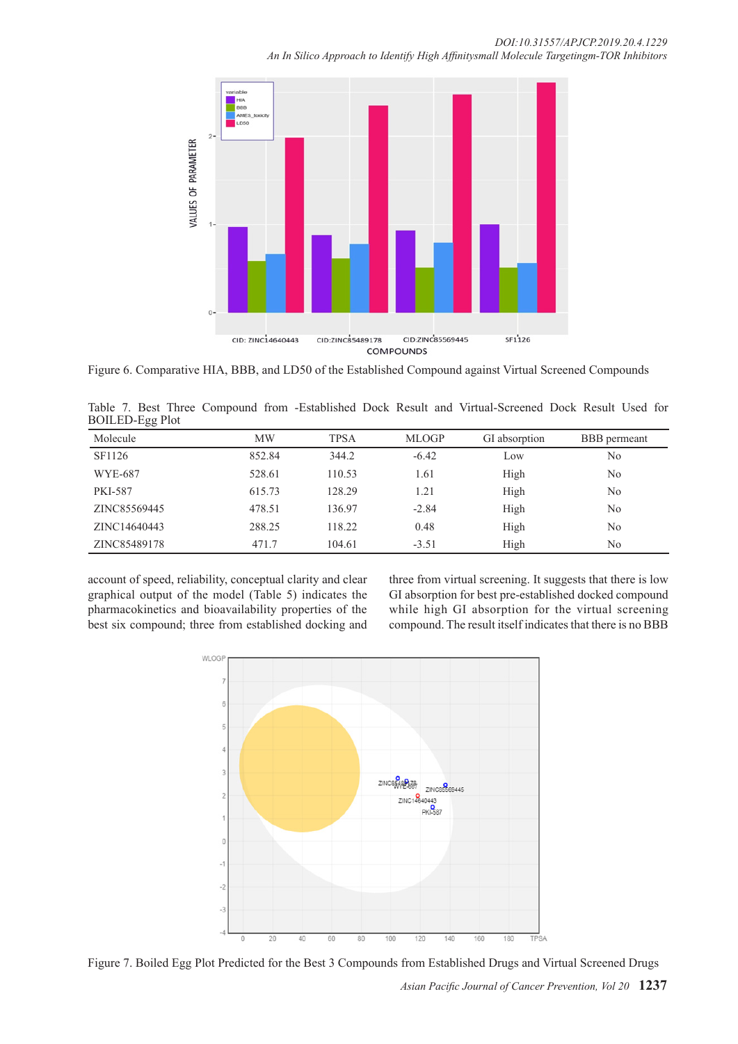Figure 6. Comparative HIA, BBB, and LD50 of the Established Compound against Virtual Screened Compounds

Table 7. Best Three Compound from -Established Dock Result and Virtual-Screened Dock Result Used for BOILED-Egg Plot

| Molecule | MW | TPSA | MLOGP | GI absorption | BBB permeant |
|---|---|---|---|---|---|
| SF1126 | 852.84 | 344.2 | -6.42 | Low | No |
| WYE-687 | 528.61 | 110.53 | 1.61 | High | No |
| PKI-587 | 615.73 | 128.29 | 1.21 | High | No |
| ZINC85569445 | 478.51 | 136.97 | -2.84 | High | No |
| ZINC14640443 | 288.25 | 118.22 | 0.48 | High | No |
| ZINC85489178 | 471.7 | 104.61 | -3.51 | High | No |

account of speed, reliability, conceptual clarity and clear graphical output of the model (Table 5) indicates the pharmacokinetics and bioavailability properties of the best six compound; three from established docking and three from virtual screening. It suggests that there is low GI absorption for best pre-established docked compound while high GI absorption for the virtual screening compound. The result itself indicates that there is no BBB

Figure 7. Boiled Egg Plot Predicted for the Best 3 Compounds from Established Drugs and Virtual Screened Drugs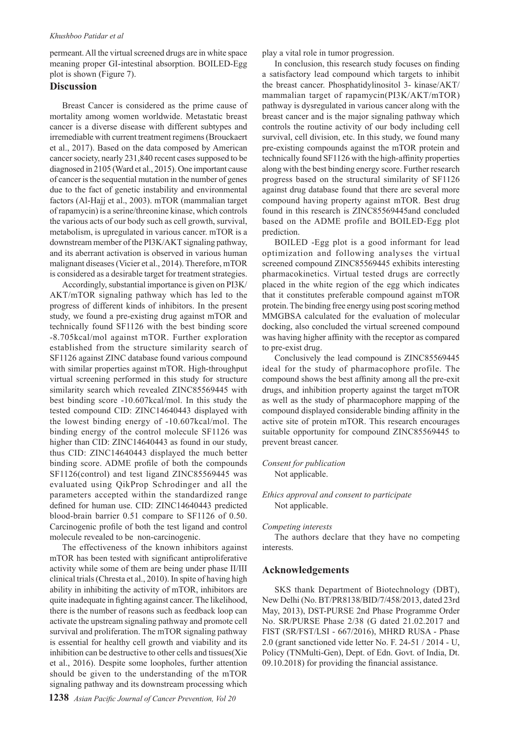permeant. All the virtual screened drugs are in white space meaning proper GI-intestinal absorption. BOILED-Egg plot is shown (Figure 7).

## Discussion

Breast Cancer is considered as the prime cause of mortality among women worldwide. Metastatic breast cancer is a diverse disease with different subtypes and irremediable with current treatment regimens (Brouckaert et al., 2017). Based on the data composed by American cancer society, nearly 231,840 recent cases supposed to be diagnosed in 2105 (Ward et al., 2015). One important cause of cancer is the sequential mutation in the number of genes due to the fact of genetic instability and environmental factors (Al-Hajj et al., 2003). mTOR (mammalian target of rapamycin) is a serine/threonine kinase, which controls the various acts of our body such as cell growth, survival, metabolism, is upregulated in various cancer. mTOR is a downstream member of the PI3K/AKT signaling pathway, and its aberrant activation is observed in various human malignant diseases (Vicier et al., 2014). Therefore, mTOR is considered as a desirable target for treatment strategies.

Accordingly, substantial importance is given on PI3K/AKT/mTOR signaling pathway which has led to the progress of different kinds of inhibitors. In the present study, we found a pre-existing drug against mTOR and technically found SF1126 with the best binding score -8.705kcal/mol against mTOR. Further exploration established from the structure similarity search of SF1126 against ZINC database found various compound with similar properties against mTOR. High-throughput virtual screening performed in this study for structure similarity search which revealed ZINC85569445 with best binding score -10.607kcal/mol. In this study the tested compound CID: ZINC14640443 displayed with the lowest binding energy of -10.607kcal/mol. The binding energy of the control molecule SF1126 was higher than CID: ZINC14640443 as found in our study, thus CID: ZINC14640443 displayed the much better binding score. ADME profile of both the compounds SF1126(control) and test ligand ZINC85569445 was evaluated using QikProp Schrodinger and all the parameters accepted within the standardized range defined for human use. CID: ZINC14640443 predicted blood-brain barrier 0.51 compare to SF1126 of 0.50. Carcinogenic profile of both the test ligand and control molecule revealed to be non-carcinogenic.

The effectiveness of the known inhibitors against mTOR has been tested with significant antiproliferative activity while some of them are being under phase II/III clinical trials (Chresta et al., 2010). In spite of having high ability in inhibiting the activity of mTOR, inhibitors are quite inadequate in fighting against cancer. The likelihood, there is the number of reasons such as feedback loop can activate the upstream signaling pathway and promote cell survival and proliferation. The mTOR signaling pathway is essential for healthy cell growth and viability and its inhibition can be destructive to other cells and tissues(Xie et al., 2016). Despite some loopholes, further attention should be given to the understanding of the mTOR signaling pathway and its downstream processing which play a vital role in tumor progression.

In conclusion, this research study focuses on finding a satisfactory lead compound which targets to inhibit the breast cancer. Phosphatidylinositol 3- kinase/AKT/mammalian target of rapamycin(PI3K/AKT/mTOR) pathway is dysregulated in various cancer along with the breast cancer and is the major signaling pathway which controls the routine activity of our body including cell survival, cell division, etc. In this study, we found many pre-existing compounds against the mTOR protein and technically found SF1126 with the high-affinity properties along with the best binding energy score. Further research progress based on the structural similarity of SF1126 against drug database found that there are several more compound having property against mTOR. Best drug found in this research is ZINC85569445and concluded based on the ADME profile and BOILED-Egg plot prediction.

BOILED -Egg plot is a good informant for lead optimization and following analyses the virtual screened compound ZINC85569445 exhibits interesting pharmacokinetics. Virtual tested drugs are correctly placed in the white region of the egg which indicates that it constitutes preferable compound against mTOR protein. The binding free energy using post scoring method MMGBSA calculated for the evaluation of molecular docking, also concluded the virtual screened compound was having higher affinity with the receptor as compared to pre-exist drug.

Conclusively the lead compound is ZINC85569445 ideal for the study of pharmacophore profile. The compound shows the best affinity among all the pre-exit drugs, and inhibition property against the target mTOR as well as the study of pharmacophore mapping of the compound displayed considerable binding affinity in the active site of protein mTOR. This research encourages suitable opportunity for compound ZINC85569445 to prevent breast cancer.

*Consent for publication*

Not applicable.

*Ethics approval and consent to participate*

Not applicable.

*Competing interests*

The authors declare that they have no competing interests.

## Acknowledgements

SKS thank Department of Biotechnology (DBT), New Delhi (No. BT/PR8138/BID/7/458/2013, dated 23rd May, 2013), DST-PURSE 2nd Phase Programme Order No. SR/PURSE Phase 2/38 (G dated 21.02.2017 and FIST (SR/FST/LSI - 667/2016), MHRD RUSA - Phase 2.0 (grant sanctioned vide letter No. F. 24-51 / 2014 - U, Policy (TNMulti-Gen), Dept. of Edn. Govt. of India, Dt. 09.10.2018) for providing the financial assistance.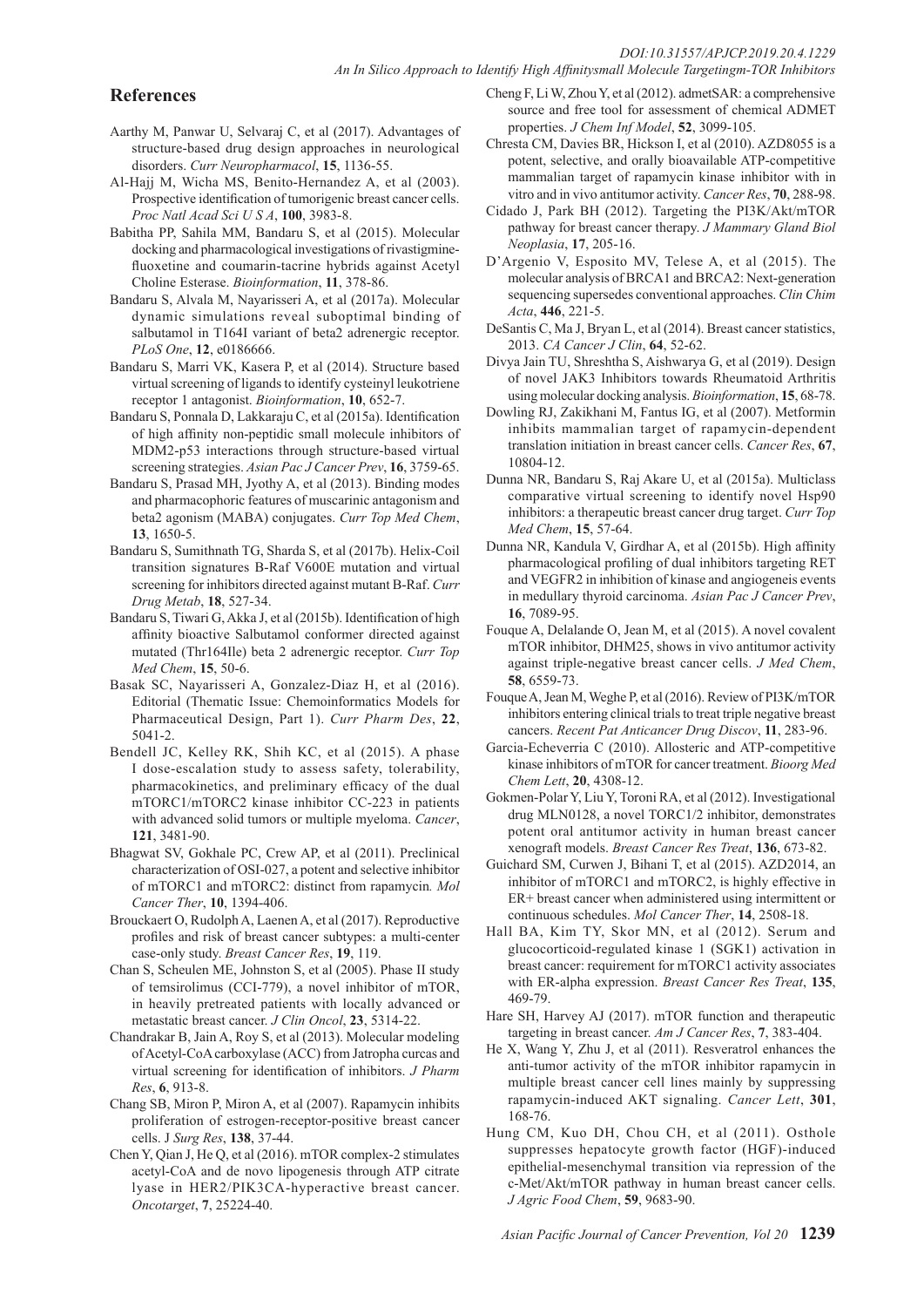## References

Aarthy M, Panwar U, Selvaraj C, et al (2017). Advantages of structure-based drug design approaches in neurological disorders. *Curr Neuropharmacol*, **15**, 1136-55.

Al-Hajj M, Wicha MS, Benito-Hernandez A, et al (2003). Prospective identification of tumorigenic breast cancer cells. *Proc Natl Acad Sci U S A*, **100**, 3983-8.

Babitha PP, Sahila MM, Bandaru S, et al (2015). Molecular docking and pharmacological investigations of rivastigmine-fluoxetine and coumarin-tacrine hybrids against Acetyl Choline Esterase. *Bioinformation*, **11**, 378-86.

Bandaru S, Alvala M, Nayarisseri A, et al (2017a). Molecular dynamic simulations reveal suboptimal binding of salbutamol in T164I variant of beta2 adrenergic receptor. *PLoS One*, **12**, e0186666.

Bandaru S, Marri VK, Kasera P, et al (2014). Structure based virtual screening of ligands to identify cysteinyl leukotriene receptor 1 antagonist. *Bioinformation*, **10**, 652-7.

Bandaru S, Ponnala D, Lakkaraju C, et al (2015a). Identification of high affinity non-peptidic small molecule inhibitors of MDM2-p53 interactions through structure-based virtual screening strategies. *Asian Pac J Cancer Prev*, **16**, 3759-65.

Bandaru S, Prasad MH, Jyothy A, et al (2013). Binding modes and pharmacophoric features of muscarinic antagonism and beta2 agonism (MABA) conjugates. *Curr Top Med Chem*, **13**, 1650-5.

Bandaru S, Sumithnath TG, Sharda S, et al (2017b). Helix-Coil transition signatures B-Raf V600E mutation and virtual screening for inhibitors directed against mutant B-Raf. *Curr Drug Metab*, **18**, 527-34.

Bandaru S, Tiwari G, Akka J, et al (2015b). Identification of high affinity bioactive Salbutamol conformer directed against mutated (Thr164Ile) beta 2 adrenergic receptor. *Curr Top Med Chem*, **15**, 50-6.

Basak SC, Nayarisseri A, Gonzalez-Diaz H, et al (2016). Editorial (Thematic Issue: Chemoinformatics Models for Pharmaceutical Design, Part 1). *Curr Pharm Des*, **22**, 5041-2.

Bendell JC, Kelley RK, Shih KC, et al (2015). A phase I dose-escalation study to assess safety, tolerability, pharmacokinetics, and preliminary efficacy of the dual mTORC1/mTORC2 kinase inhibitor CC-223 in patients with advanced solid tumors or multiple myeloma. *Cancer*, **121**, 3481-90.

Bhagwat SV, Gokhale PC, Crew AP, et al (2011). Preclinical characterization of OSI-027, a potent and selective inhibitor of mTORC1 and mTORC2: distinct from rapamycin. *Mol Cancer Ther*, **10**, 1394-406.

Brouckaert O, Rudolph A, Laenen A, et al (2017). Reproductive profiles and risk of breast cancer subtypes: a multi-center case-only study. *Breast Cancer Res*, **19**, 119.

Chan S, Scheulen ME, Johnston S, et al (2005). Phase II study of temsirolimus (CCI-779), a novel inhibitor of mTOR, in heavily pretreated patients with locally advanced or metastatic breast cancer. *J Clin Oncol*, **23**, 5314-22.

Chandrakar B, Jain A, Roy S, et al (2013). Molecular modeling of Acetyl-CoA carboxylase (ACC) from Jatropha curcas and virtual screening for identification of inhibitors. *J Pharm Res*, **6**, 913-8.

Chang SB, Miron P, Miron A, et al (2007). Rapamycin inhibits proliferation of estrogen-receptor-positive breast cancer cells. J *Surg Res*, **138**, 37-44.

Chen Y, Qian J, He Q, et al (2016). mTOR complex-2 stimulates acetyl-CoA and de novo lipogenesis through ATP citrate lyase in HER2/PIK3CA-hyperactive breast cancer. *Oncotarget*, **7**, 25224-40.

Cheng F, Li W, Zhou Y, et al (2012). admetSAR: a comprehensive source and free tool for assessment of chemical ADMET properties. *J Chem Inf Model*, **52**, 3099-105.

Chresta CM, Davies BR, Hickson I, et al (2010). AZD8055 is a potent, selective, and orally bioavailable ATP-competitive mammalian target of rapamycin kinase inhibitor with in vitro and in vivo antitumor activity. *Cancer Res*, **70**, 288-98.

Cidado J, Park BH (2012). Targeting the PI3K/Akt/mTOR pathway for breast cancer therapy. *J Mammary Gland Biol Neoplasia*, **17**, 205-16.

D'Argenio V, Esposito MV, Telese A, et al (2015). The molecular analysis of BRCA1 and BRCA2: Next-generation sequencing supersedes conventional approaches. *Clin Chim Acta*, **446**, 221-5.

DeSantis C, Ma J, Bryan L, et al (2014). Breast cancer statistics, 2013. *CA Cancer J Clin*, **64**, 52-62.

Divya Jain TU, Shreshtha S, Aishwarya G, et al (2019). Design of novel JAK3 Inhibitors towards Rheumatoid Arthritis using molecular docking analysis. *Bioinformation*, **15**, 68-78.

Dowling RJ, Zakikhani M, Fantus IG, et al (2007). Metformin inhibits mammalian target of rapamycin-dependent translation initiation in breast cancer cells. *Cancer Res*, **67**, 10804-12.

Dunna NR, Bandaru S, Raj Akare U, et al (2015a). Multiclass comparative virtual screening to identify novel Hsp90 inhibitors: a therapeutic breast cancer drug target. *Curr Top Med Chem*, **15**, 57-64.

Dunna NR, Kandula V, Girdhar A, et al (2015b). High affinity pharmacological profiling of dual inhibitors targeting RET and VEGFR2 in inhibition of kinase and angiogeneis events in medullary thyroid carcinoma. *Asian Pac J Cancer Prev*, **16**, 7089-95.

Fouque A, Delalande O, Jean M, et al (2015). A novel covalent mTOR inhibitor, DHM25, shows in vivo antitumor activity against triple-negative breast cancer cells. *J Med Chem*, **58**, 6559-73.

Fouque A, Jean M, Weghe P, et al (2016). Review of PI3K/mTOR inhibitors entering clinical trials to treat triple negative breast cancers. *Recent Pat Anticancer Drug Discov*, **11**, 283-96.

Garcia-Echeverria C (2010). Allosteric and ATP-competitive kinase inhibitors of mTOR for cancer treatment. *Bioorg Med Chem Lett*, **20**, 4308-12.

Gokmen-Polar Y, Liu Y, Toroni RA, et al (2012). Investigational drug MLN0128, a novel TORC1/2 inhibitor, demonstrates potent oral antitumor activity in human breast cancer xenograft models. *Breast Cancer Res Treat*, **136**, 673-82.

Guichard SM, Curwen J, Bihani T, et al (2015). AZD2014, an inhibitor of mTORC1 and mTORC2, is highly effective in ER+ breast cancer when administered using intermittent or continuous schedules. *Mol Cancer Ther*, **14**, 2508-18.

Hall BA, Kim TY, Skor MN, et al (2012). Serum and glucocorticoid-regulated kinase 1 (SGK1) activation in breast cancer: requirement for mTORC1 activity associates with ER-alpha expression. *Breast Cancer Res Treat*, **135**, 469-79.

Hare SH, Harvey AJ (2017). mTOR function and therapeutic targeting in breast cancer. *Am J Cancer Res*, **7**, 383-404.

He X, Wang Y, Zhu J, et al (2011). Resveratrol enhances the anti-tumor activity of the mTOR inhibitor rapamycin in multiple breast cancer cell lines mainly by suppressing rapamycin-induced AKT signaling. *Cancer Lett*, **301**, 168-76.

Hung CM, Kuo DH, Chou CH, et al (2011). Osthole suppresses hepatocyte growth factor (HGF)-induced epithelial-mesenchymal transition via repression of the c-Met/Akt/mTOR pathway in human breast cancer cells. *J Agric Food Chem*, **59**, 9683-90.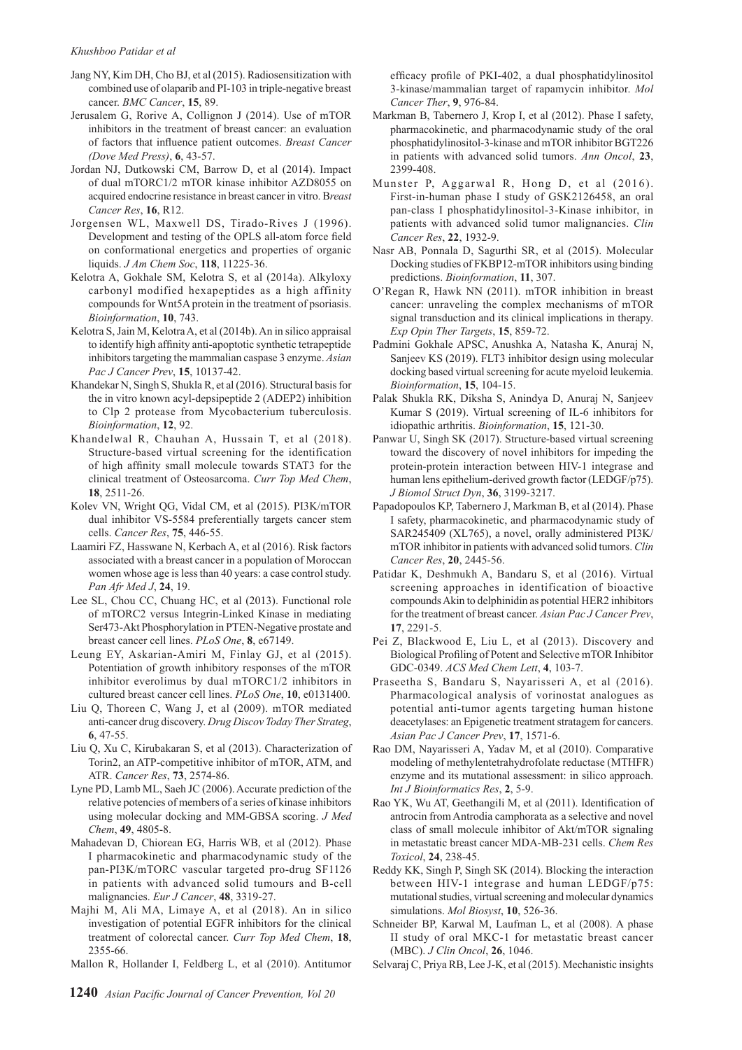Jang NY, Kim DH, Cho BJ, et al (2015). Radiosensitization with combined use of olaparib and PI-103 in triple-negative breast cancer. *BMC Cancer*, **15**, 89.

Jerusalem G, Rorive A, Collignon J (2014). Use of mTOR inhibitors in the treatment of breast cancer: an evaluation of factors that influence patient outcomes. *Breast Cancer (Dove Med Press)*, **6**, 43-57.

Jordan NJ, Dutkowski CM, Barrow D, et al (2014). Impact of dual mTORC1/2 mTOR kinase inhibitor AZD8055 on acquired endocrine resistance in breast cancer in vitro. *Breast Cancer Res*, **16**, R12.

Jorgensen WL, Maxwell DS, Tirado-Rives J (1996). Development and testing of the OPLS all-atom force field on conformational energetics and properties of organic liquids. *J Am Chem Soc*, **118**, 11225-36.

Kelotra A, Gokhale SM, Kelotra S, et al (2014a). Alkyloxy carbonyl modified hexapeptides as a high affinity compounds for Wnt5A protein in the treatment of psoriasis. *Bioinformation*, **10**, 743.

Kelotra S, Jain M, Kelotra A, et al (2014b). An in silico appraisal to identify high affinity anti-apoptotic synthetic tetrapeptide inhibitors targeting the mammalian caspase 3 enzyme. *Asian Pac J Cancer Prev*, **15**, 10137-42.

Khandekar N, Singh S, Shukla R, et al (2016). Structural basis for the in vitro known acyl-depsipeptide 2 (ADEP2) inhibition to Clp 2 protease from Mycobacterium tuberculosis. *Bioinformation*, **12**, 92.

Khandelwal R, Chauhan A, Hussain T, et al (2018). Structure-based virtual screening for the identification of high affinity small molecule towards STAT3 for the clinical treatment of Osteosarcoma. *Curr Top Med Chem*, **18**, 2511-26.

Kolev VN, Wright QG, Vidal CM, et al (2015). PI3K/mTOR dual inhibitor VS-5584 preferentially targets cancer stem cells. *Cancer Res*, **75**, 446-55.

Laamiri FZ, Hasswane N, Kerbach A, et al (2016). Risk factors associated with a breast cancer in a population of Moroccan women whose age is less than 40 years: a case control study. *Pan Afr Med J*, **24**, 19.

Lee SL, Chou CC, Chuang HC, et al (2013). Functional role of mTORC2 versus Integrin-Linked Kinase in mediating Ser473-Akt Phosphorylation in PTEN-Negative prostate and breast cancer cell lines. *PLoS One*, **8**, e67149.

Leung EY, Askarian-Amiri M, Finlay GJ, et al (2015). Potentiation of growth inhibitory responses of the mTOR inhibitor everolimus by dual mTORC1/2 inhibitors in cultured breast cancer cell lines. *PLoS One*, **10**, e0131400.

Liu Q, Thoreen C, Wang J, et al (2009). mTOR mediated anti-cancer drug discovery. *Drug Discov Today Ther Strateg*, **6**, 47-55.

Liu Q, Xu C, Kirubakaran S, et al (2013). Characterization of Torin2, an ATP-competitive inhibitor of mTOR, ATM, and ATR. *Cancer Res*, **73**, 2574-86.

Lyne PD, Lamb ML, Saeh JC (2006). Accurate prediction of the relative potencies of members of a series of kinase inhibitors using molecular docking and MM-GBSA scoring. *J Med Chem*, **49**, 4805-8.

Mahadevan D, Chiorean EG, Harris WB, et al (2012). Phase I pharmacokinetic and pharmacodynamic study of the pan-PI3K/mTORC vascular targeted pro-drug SF1126 in patients with advanced solid tumours and B-cell malignancies. *Eur J Cancer*, **48**, 3319-27.

Majhi M, Ali MA, Limaye A, et al (2018). An in silico investigation of potential EGFR inhibitors for the clinical treatment of colorectal cancer. *Curr Top Med Chem*, **18**, 2355-66.

Mallon R, Hollander I, Feldberg L, et al (2010). Antitumor efficacy profile of PKI-402, a dual phosphatidylinositol 3-kinase/mammalian target of rapamycin inhibitor. *Mol Cancer Ther*, **9**, 976-84.

Markman B, Tabernero J, Krop I, et al (2012). Phase I safety, pharmacokinetic, and pharmacodynamic study of the oral phosphatidylinositol-3-kinase and mTOR inhibitor BGT226 in patients with advanced solid tumors. *Ann Oncol*, **23**, 2399-408.

Munster P, Aggarwal R, Hong D, et al (2016). First-in-human phase I study of GSK2126458, an oral pan-class I phosphatidylinositol-3-Kinase inhibitor, in patients with advanced solid tumor malignancies. *Clin Cancer Res*, **22**, 1932-9.

Nasr AB, Ponnala D, Sagurthi SR, et al (2015). Molecular Docking studies of FKBP12-mTOR inhibitors using binding predictions. *Bioinformation*, **11**, 307.

O'Regan R, Hawk NN (2011). mTOR inhibition in breast cancer: unraveling the complex mechanisms of mTOR signal transduction and its clinical implications in therapy. *Exp Opin Ther Targets*, **15**, 859-72.

Padmini Gokhale APSC, Anushka A, Natasha K, Anuraj N, Sanjeev KS (2019). FLT3 inhibitor design using molecular docking based virtual screening for acute myeloid leukemia. *Bioinformation*, **15**, 104-15.

Palak Shukla RK, Diksha S, Anindya D, Anuraj N, Sanjeev Kumar S (2019). Virtual screening of IL-6 inhibitors for idiopathic arthritis. *Bioinformation*, **15**, 121-30.

Panwar U, Singh SK (2017). Structure-based virtual screening toward the discovery of novel inhibitors for impeding the protein-protein interaction between HIV-1 integrase and human lens epithelium-derived growth factor (LEDGF/p75). *J Biomol Struct Dyn*, **36**, 3199-3217.

Papadopoulos KP, Tabernero J, Markman B, et al (2014). Phase I safety, pharmacokinetic, and pharmacodynamic study of SAR245409 (XL765), a novel, orally administered PI3K/mTOR inhibitor in patients with advanced solid tumors. *Clin Cancer Res*, **20**, 2445-56.

Patidar K, Deshmukh A, Bandaru S, et al (2016). Virtual screening approaches in identification of bioactive compounds Akin to delphinidin as potential HER2 inhibitors for the treatment of breast cancer. *Asian Pac J Cancer Prev*, **17**, 2291-5.

Pei Z, Blackwood E, Liu L, et al (2013). Discovery and Biological Profiling of Potent and Selective mTOR Inhibitor GDC-0349. *ACS Med Chem Lett*, **4**, 103-7.

Praseetha S, Bandaru S, Nayarisseri A, et al (2016). Pharmacological analysis of vorinostat analogues as potential anti-tumor agents targeting human histone deacetylases: an Epigenetic treatment stratagem for cancers. *Asian Pac J Cancer Prev*, **17**, 1571-6.

Rao DM, Nayarisseri A, Yadav M, et al (2010). Comparative modeling of methylentetrahydrofolate reductase (MTHFR) enzyme and its mutational assessment: in silico approach. *Int J Bioinformatics Res*, **2**, 5-9.

Rao YK, Wu AT, Geethangili M, et al (2011). Identification of antrocin from Antrodia camphorata as a selective and novel class of small molecule inhibitor of Akt/mTOR signaling in metastatic breast cancer MDA-MB-231 cells. *Chem Res Toxicol*, **24**, 238-45.

Reddy KK, Singh P, Singh SK (2014). Blocking the interaction between HIV-1 integrase and human LEDGF/p75: mutational studies, virtual screening and molecular dynamics simulations. *Mol Biosyst*, **10**, 526-36.

Schneider BP, Karwal M, Laufman L, et al (2008). A phase II study of oral MKC-1 for metastatic breast cancer (MBC). *J Clin Oncol*, **26**, 1046.

Selvaraj C, Priya RB, Lee J-K, et al (2015). Mechanistic insights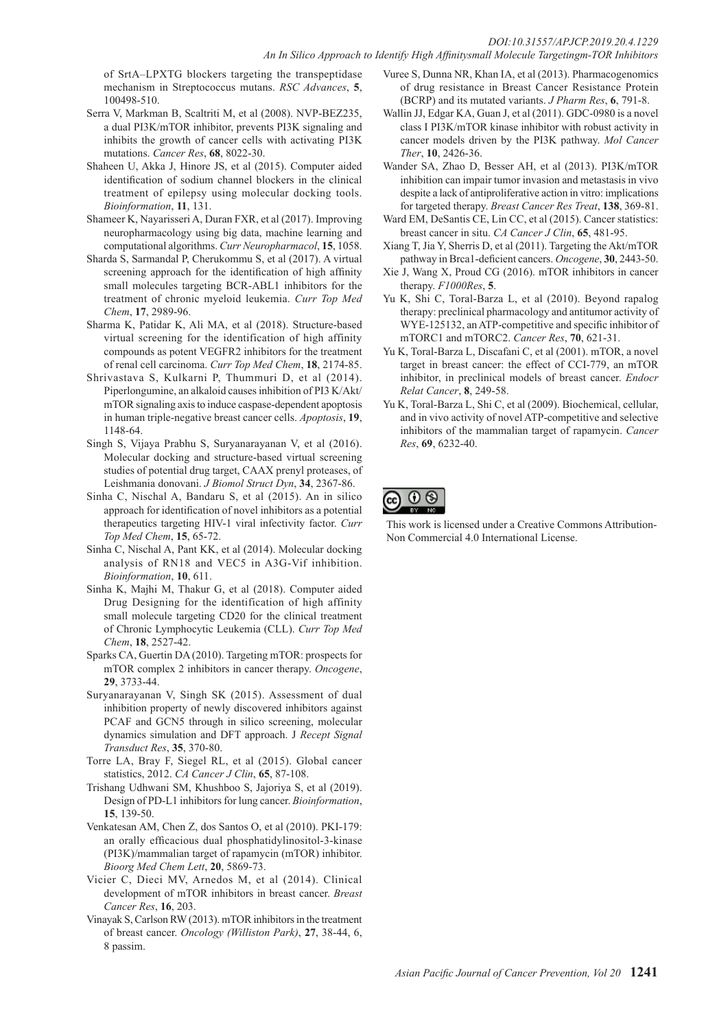of SrtA–LPXTG blockers targeting the transpeptidase mechanism in Streptococcus mutans. *RSC Advances*, **5**, 100498-510.

Serra V, Markman B, Scaltriti M, et al (2008). NVP-BEZ235, a dual PI3K/mTOR inhibitor, prevents PI3K signaling and inhibits the growth of cancer cells with activating PI3K mutations. *Cancer Res*, **68**, 8022-30.

Shaheen U, Akka J, Hinore JS, et al (2015). Computer aided identification of sodium channel blockers in the clinical treatment of epilepsy using molecular docking tools. *Bioinformation*, **11**, 131.

Shameer K, Nayarisseri A, Duran FXR, et al (2017). Improving neuropharmacology using big data, machine learning and computational algorithms. *Curr Neuropharmacol*, **15**, 1058.

Sharda S, Sarmandal P, Cherukommu S, et al (2017). A virtual screening approach for the identification of high affinity small molecules targeting BCR-ABL1 inhibitors for the treatment of chronic myeloid leukemia. *Curr Top Med Chem*, **17**, 2989-96.

Sharma K, Patidar K, Ali MA, et al (2018). Structure-based virtual screening for the identification of high affinity compounds as potent VEGFR2 inhibitors for the treatment of renal cell carcinoma. *Curr Top Med Chem*, **18**, 2174-85.

Shrivastava S, Kulkarni P, Thummuri D, et al (2014). Piperlongumine, an alkaloid causes inhibition of PI3 K/Akt/mTOR signaling axis to induce caspase-dependent apoptosis in human triple-negative breast cancer cells. *Apoptosis*, **19**, 1148-64.

Singh S, Vijaya Prabhu S, Suryanarayanan V, et al (2016). Molecular docking and structure-based virtual screening studies of potential drug target, CAAX prenyl proteases, of Leishmania donovani. *J Biomol Struct Dyn*, **34**, 2367-86.

Sinha C, Nischal A, Bandaru S, et al (2015). An in silico approach for identification of novel inhibitors as a potential therapeutics targeting HIV-1 viral infectivity factor. *Curr Top Med Chem*, **15**, 65-72.

Sinha C, Nischal A, Pant KK, et al (2014). Molecular docking analysis of RN18 and VEC5 in A3G-Vif inhibition. *Bioinformation*, **10**, 611.

Sinha K, Majhi M, Thakur G, et al (2018). Computer aided Drug Designing for the identification of high affinity small molecule targeting CD20 for the clinical treatment of Chronic Lymphocytic Leukemia (CLL). *Curr Top Med Chem*, **18**, 2527-42.

Sparks CA, Guertin DA (2010). Targeting mTOR: prospects for mTOR complex 2 inhibitors in cancer therapy. *Oncogene*, **29**, 3733-44.

Suryanarayanan V, Singh SK (2015). Assessment of dual inhibition property of newly discovered inhibitors against PCAF and GCN5 through in silico screening, molecular dynamics simulation and DFT approach. J *Recept Signal Transduct Res*, **35**, 370-80.

Torre LA, Bray F, Siegel RL, et al (2015). Global cancer statistics, 2012. *CA Cancer J Clin*, **65**, 87-108.

Trishang Udhwani SM, Khushboo S, Jajoriya S, et al (2019). Design of PD-L1 inhibitors for lung cancer. *Bioinformation*, **15**, 139-50.

Venkatesan AM, Chen Z, dos Santos O, et al (2010). PKI-179: an orally efficacious dual phosphatidylinositol-3-kinase (PI3K)/mammalian target of rapamycin (mTOR) inhibitor. *Bioorg Med Chem Lett*, **20**, 5869-73.

Vicier C, Dieci MV, Arnedos M, et al (2014). Clinical development of mTOR inhibitors in breast cancer. *Breast Cancer Res*, **16**, 203.

Vinayak S, Carlson RW (2013). mTOR inhibitors in the treatment of breast cancer. *Oncology (Williston Park)*, **27**, 38-44, 6, 8 passim.

Vuree S, Dunna NR, Khan IA, et al (2013). Pharmacogenomics of drug resistance in Breast Cancer Resistance Protein (BCRP) and its mutated variants. *J Pharm Res*, **6**, 791-8.

Wallin JJ, Edgar KA, Guan J, et al (2011). GDC-0980 is a novel class I PI3K/mTOR kinase inhibitor with robust activity in cancer models driven by the PI3K pathway. *Mol Cancer Ther*, **10**, 2426-36.

Wander SA, Zhao D, Besser AH, et al (2013). PI3K/mTOR inhibition can impair tumor invasion and metastasis in vivo despite a lack of antiproliferative action in vitro: implications for targeted therapy. *Breast Cancer Res Treat*, **138**, 369-81.

Ward EM, DeSantis CE, Lin CC, et al (2015). Cancer statistics: breast cancer in situ. *CA Cancer J Clin*, **65**, 481-95.

Xiang T, Jia Y, Sherris D, et al (2011). Targeting the Akt/mTOR pathway in Brca1-deficient cancers. *Oncogene*, **30**, 2443-50.

Xie J, Wang X, Proud CG (2016). mTOR inhibitors in cancer therapy. *F1000Res*, **5**.

Yu K, Shi C, Toral-Barza L, et al (2010). Beyond rapalog therapy: preclinical pharmacology and antitumor activity of WYE-125132, an ATP-competitive and specific inhibitor of mTORC1 and mTORC2. *Cancer Res*, **70**, 621-31.

Yu K, Toral-Barza L, Discafani C, et al (2001). mTOR, a novel target in breast cancer: the effect of CCI-779, an mTOR inhibitor, in preclinical models of breast cancer. *Endocr Relat Cancer*, **8**, 249-58.

Yu K, Toral-Barza L, Shi C, et al (2009). Biochemical, cellular, and in vivo activity of novel ATP-competitive and selective inhibitors of the mammalian target of rapamycin. *Cancer Res*, **69**, 6232-40.

This work is licensed under a Creative Commons Attribution-Non Commercial 4.0 International License.